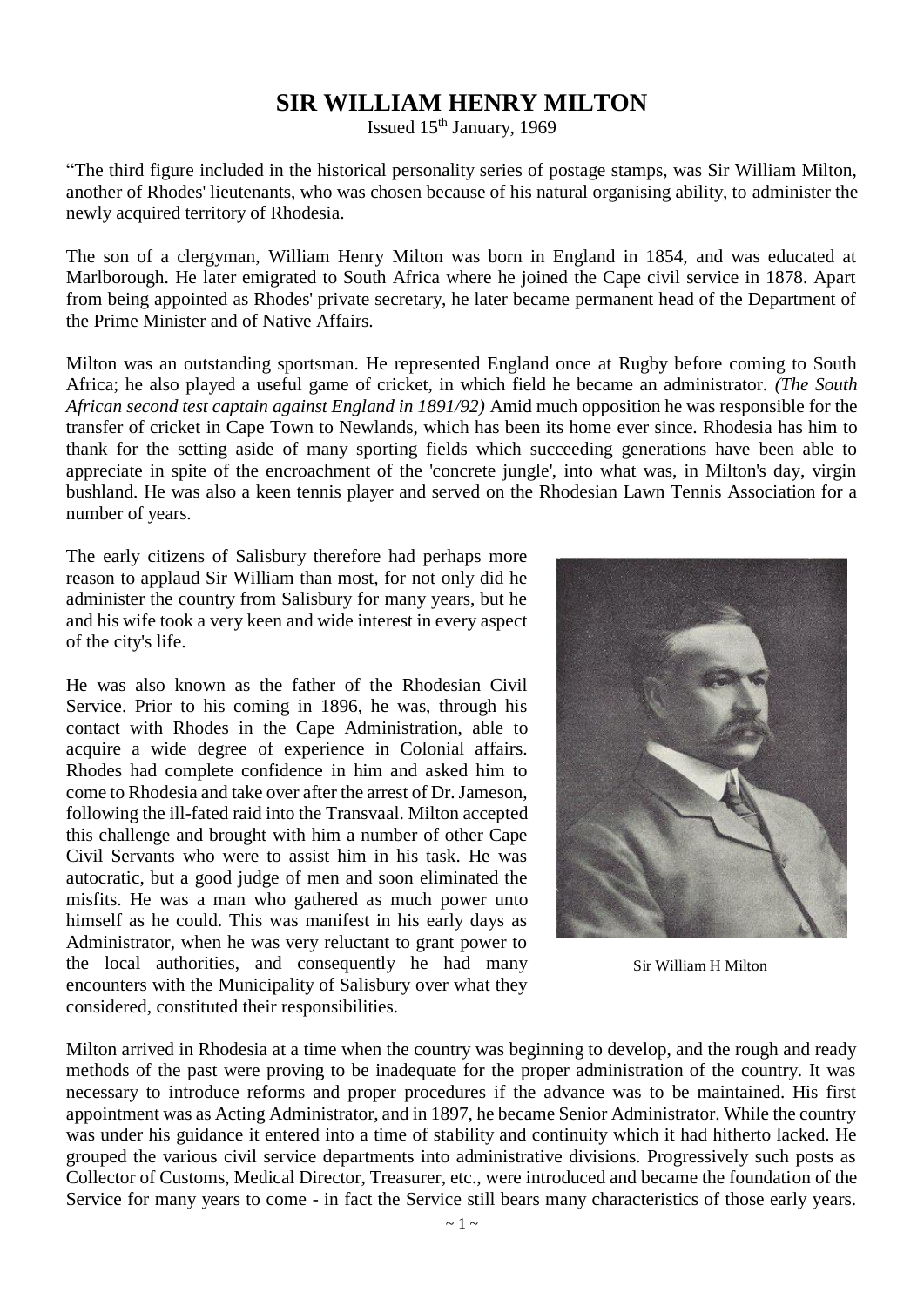# SIR WILLIAM HENRY MILTON

Issued 15th January, 1969

"The third figure included in the historical personality series of postage stamps, was Sir William Milton, another of Rhodes' lieutenants, who was chosen because of his natural organising ability, to administer the newly acquired territory of Rhodesia.

The son of a clergyman, William Henry Milton was born in England in 1854, and was educated at Marlborough. He later emigrated to South Africa where he joined the Cape civil service in 1878. Apart from being appointed as Rhodes' private secretary, he later became permanent head of the Department of the Prime Minister and of Native Affairs.

Milton was an outstanding sportsman. He represented England once at Rugby before coming to South Africa; he also played a useful game of cricket, in which field he became an administrator. *(The South African second test captain against England in 1891/92)* Amid much opposition he was responsible for the transfer of cricket in Cape Town to Newlands, which has been its home ever since. Rhodesia has him to thank for the setting aside of many sporting fields which succeeding generations have been able to appreciate in spite of the encroachment of the 'concrete jungle', into what was, in Milton's day, virgin bushland. He was also a keen tennis player and served on the Rhodesian Lawn Tennis Association for a number of years.

The early citizens of Salisbury therefore had perhaps more reason to applaud Sir William than most, for not only did he administer the country from Salisbury for many years, but he and his wife took a very keen and wide interest in every aspect of the city's life.

He was also known as the father of the Rhodesian Civil Service. Prior to his coming in 1896, he was, through his contact with Rhodes in the Cape Administration, able to acquire a wide degree of experience in Colonial affairs. Rhodes had complete confidence in him and asked him to come to Rhodesia and take over after the arrest of Dr. Jameson, following the ill-fated raid into the Transvaal. Milton accepted this challenge and brought with him a number of other Cape Civil Servants who were to assist him in his task. He was autocratic, but a good judge of men and soon eliminated the misfits. He was a man who gathered as much power unto himself as he could. This was manifest in his early days as Administrator, when he was very reluctant to grant power to the local authorities, and consequently he had many encounters with the Municipality of Salisbury over what they considered, constituted their responsibilities.

Sir William H Milton

Milton arrived in Rhodesia at a time when the country was beginning to develop, and the rough and ready methods of the past were proving to be inadequate for the proper administration of the country. It was necessary to introduce reforms and proper procedures if the advance was to be maintained. His first appointment was as Acting Administrator, and in 1897, he became Senior Administrator. While the country was under his guidance it entered into a time of stability and continuity which it had hitherto lacked. He grouped the various civil service departments into administrative divisions. Progressively such posts as Collector of Customs, Medical Director, Treasurer, etc., were introduced and became the foundation of the Service for many years to come - in fact the Service still bears many characteristics of those early years.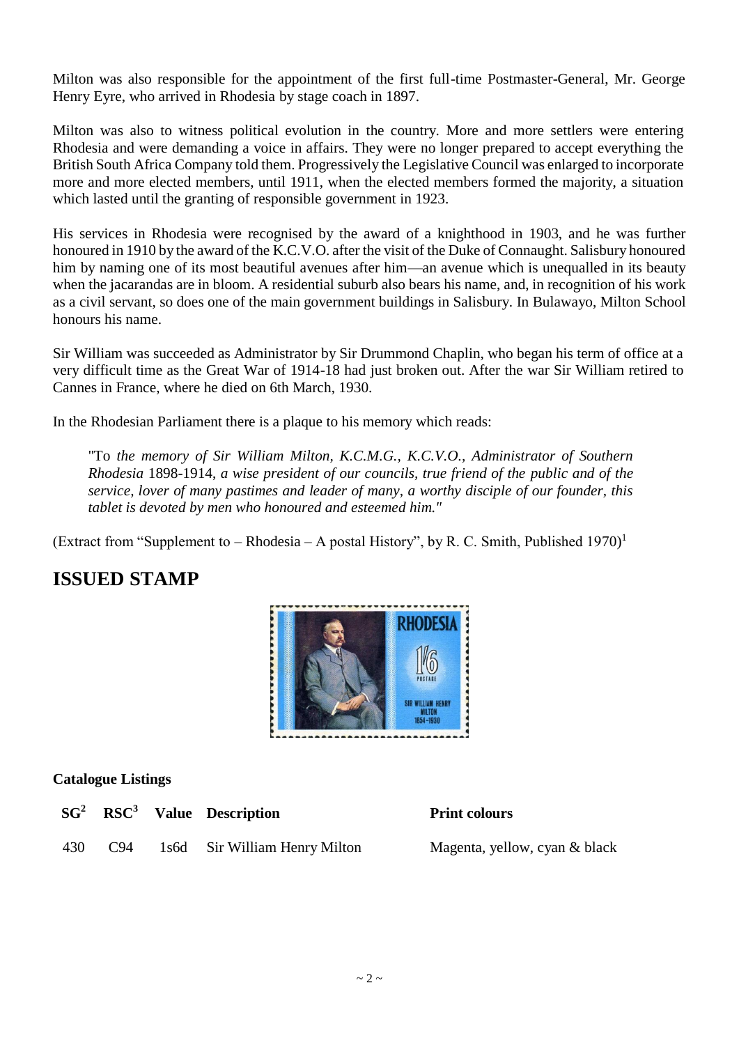Milton was also responsible for the appointment of the first full-time Postmaster-General, Mr. George Henry Eyre, who arrived in Rhodesia by stage coach in 1897.

Milton was also to witness political evolution in the country. More and more settlers were entering Rhodesia and were demanding a voice in affairs. They were no longer prepared to accept everything the British South Africa Company told them. Progressively the Legislative Council was enlarged to incorporate more and more elected members, until 1911, when the elected members formed the majority, a situation which lasted until the granting of responsible government in 1923.

His services in Rhodesia were recognised by the award of a knighthood in 1903, and he was further honoured in 1910 by the award of the K.C.V.O. after the visit of the Duke of Connaught. Salisbury honoured him by naming one of its most beautiful avenues after him—an avenue which is unequalled in its beauty when the jacarandas are in bloom. A residential suburb also bears his name, and, in recognition of his work as a civil servant, so does one of the main government buildings in Salisbury. In Bulawayo, Milton School honours his name.

Sir William was succeeded as Administrator by Sir Drummond Chaplin, who began his term of office at a very difficult time as the Great War of 1914-18 had just broken out. After the war Sir William retired to Cannes in France, where he died on 6th March, 1930.

In the Rhodesian Parliament there is a plaque to his memory which reads:

> "To *the memory of Sir William Milton, K.C.M.G., K.C.V.O., Administrator of Southern Rhodesia* 1898-1914, *a wise president of our councils, true friend of the public and of the service, lover of many pastimes and leader of many, a worthy disciple of our founder, this tablet is devoted by men who honoured and esteemed him."*

(Extract from "Supplement to – Rhodesia – A postal History", by R. C. Smith, Published 1970)[1]

## ISSUED STAMP

**Catalogue Listings**

| SG[2] | RSC[3] | Value | Description | Print colours |
|---|---|---|---|---|
| 430 | C94 | 1s6d | Sir William Henry Milton | Magenta, yellow, cyan & black |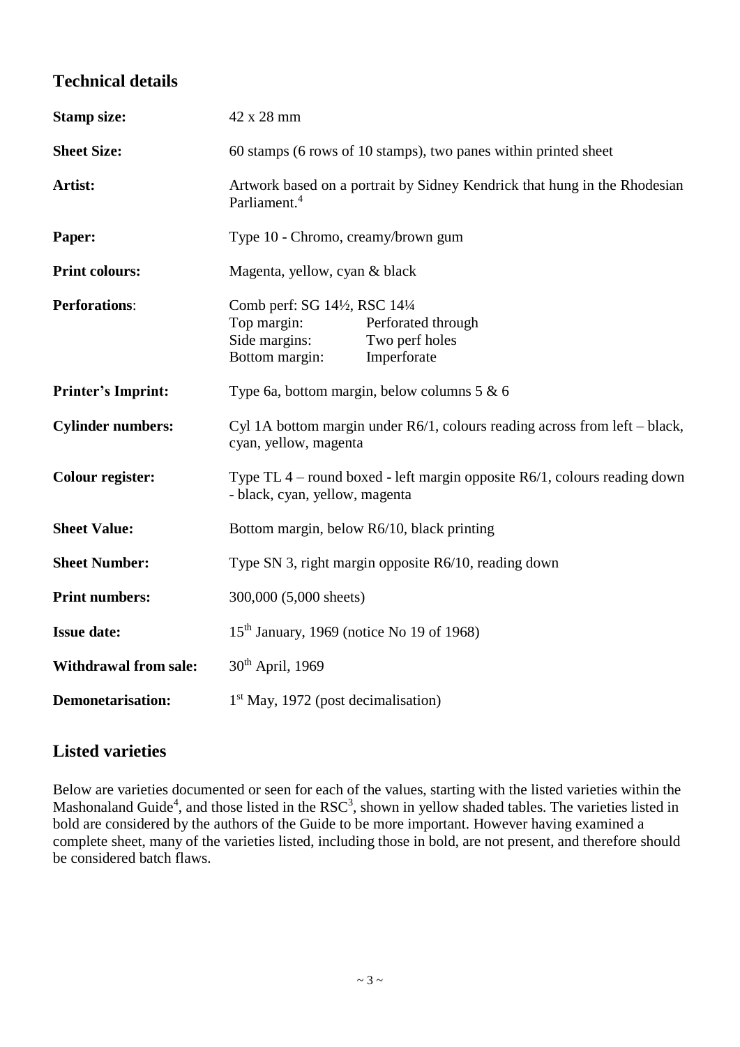## Technical details

| | |
|---|---|
| **Stamp size:** | 42 x 28 mm |
| **Sheet Size:** | 60 stamps (6 rows of 10 stamps), two panes within printed sheet |
| **Artist:** | Artwork based on a portrait by Sidney Kendrick that hung in the Rhodesian Parliament.[4] |
| **Paper:** | Type 10 - Chromo, creamy/brown gum |
| **Print colours:** | Magenta, yellow, cyan & black |
| **Perforations**: | Comb perf: SG 14½, RSC 14¼<br>Top margin: Perforated through<br>Side margins: Two perf holes<br>Bottom margin: Imperforate |
| **Printer's Imprint:** | Type 6a, bottom margin, below columns 5 & 6 |
| **Cylinder numbers:** | Cyl 1A bottom margin under R6/1, colours reading across from left – black, cyan, yellow, magenta |
| **Colour register:** | Type TL 4 – round boxed - left margin opposite R6/1, colours reading down - black, cyan, yellow, magenta |
| **Sheet Value:** | Bottom margin, below R6/10, black printing |
| **Sheet Number:** | Type SN 3, right margin opposite R6/10, reading down |
| **Print numbers:** | 300,000 (5,000 sheets) |
| **Issue date:** | 15th January, 1969 (notice No 19 of 1968) |
| **Withdrawal from sale:** | 30th April, 1969 |
| **Demonetarisation:** | 1st May, 1972 (post decimalisation) |

## Listed varieties

Below are varieties documented or seen for each of the values, starting with the listed varieties within the Mashonaland Guide[4], and those listed in the RSC[3], shown in yellow shaded tables. The varieties listed in bold are considered by the authors of the Guide to be more important. However having examined a complete sheet, many of the varieties listed, including those in bold, are not present, and therefore should be considered batch flaws.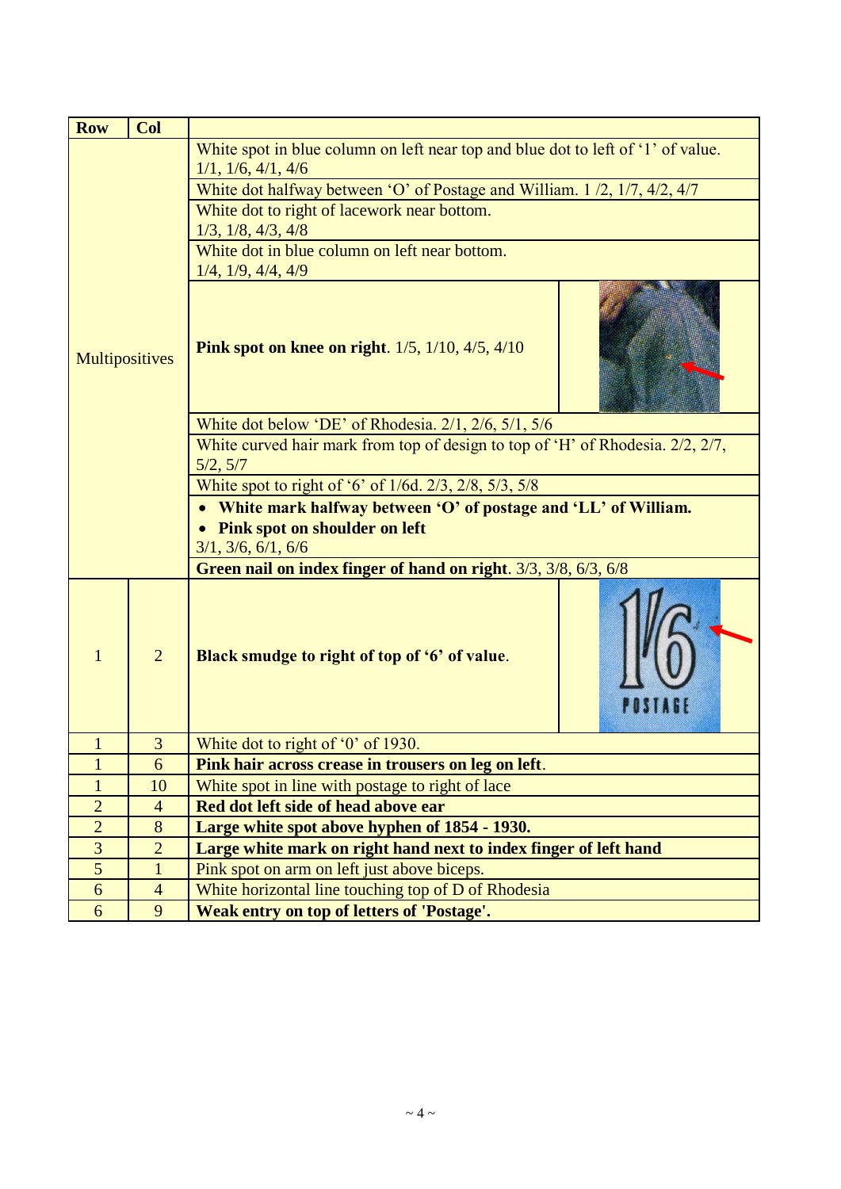| Row | Col | |
|---|---|---|
| Multipositives | | White spot in blue column on left near top and blue dot to left of '1' of value. 1/1, 1/6, 4/1, 4/6 |
| | | White dot halfway between 'O' of Postage and William. 1 /2, 1/7, 4/2, 4/7 |
| | | White dot to right of lacework near bottom. 1/3, 1/8, 4/3, 4/8 |
| | | White dot in blue column on left near bottom. 1/4, 1/9, 4/4, 4/9 |
| | | **Pink spot on knee on right**. 1/5, 1/10, 4/5, 4/10 |
| | | White dot below 'DE' of Rhodesia. 2/1, 2/6, 5/1, 5/6 |
| | | White curved hair mark from top of design to top of 'H' of Rhodesia. 2/2, 2/7, 5/2, 5/7 |
| | | White spot to right of '6' of 1/6d. 2/3, 2/8, 5/3, 5/8 |
| | | • **White mark halfway between 'O' of postage and 'LL' of William.** • **Pink spot on shoulder on left** 3/1, 3/6, 6/1, 6/6 |
| | | **Green nail on index finger of hand on right**. 3/3, 3/8, 6/3, 6/8 |
| 1 | 2 | **Black smudge to right of top of '6' of value**. |
| 1 | 3 | White dot to right of '0' of 1930. |
| 1 | 6 | **Pink hair across crease in trousers on leg on left**. |
| 1 | 10 | White spot in line with postage to right of lace |
| 2 | 4 | **Red dot left side of head above ear** |
| 2 | 8 | **Large white spot above hyphen of 1854 - 1930.** |
| 3 | 2 | **Large white mark on right hand next to index finger of left hand** |
| 5 | 1 | Pink spot on arm on left just above biceps. |
| 6 | 4 | White horizontal line touching top of D of Rhodesia |
| 6 | 9 | **Weak entry on top of letters of 'Postage'.** |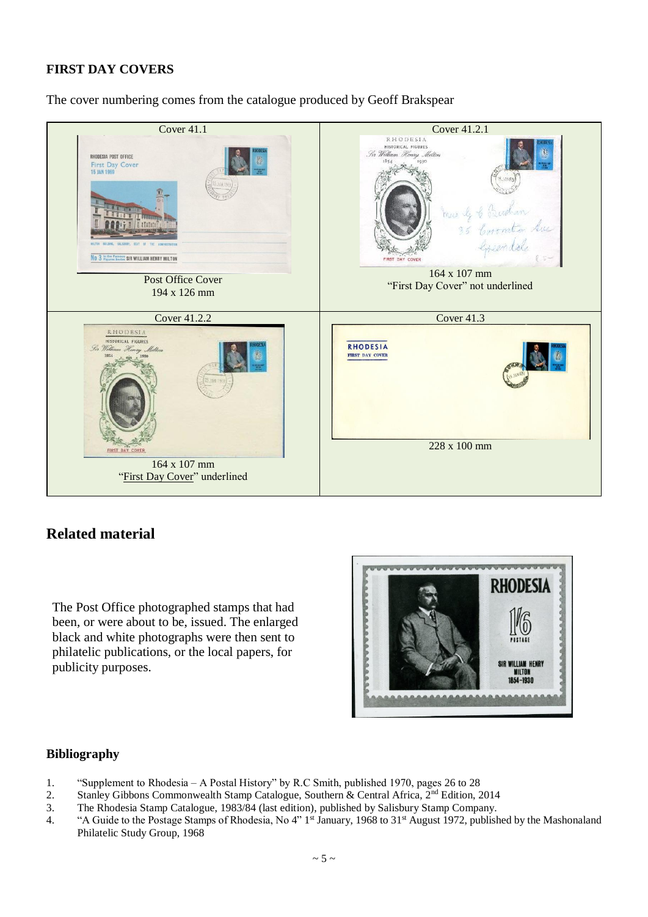**FIRST DAY COVERS**

The cover numbering comes from the catalogue produced by Geoff Brakspear

| | |
|---|---|
| Cover 41.1<br>Post Office Cover<br>194 x 126 mm | Cover 41.2.1<br>164 x 107 mm<br>"First Day Cover" not underlined |
| Cover 41.2.2<br>164 x 107 mm<br>"First Day Cover" underlined | Cover 41.3<br>228 x 100 mm |

## Related material

The Post Office photographed stamps that had been, or were about to be, issued. The enlarged black and white photographs were then sent to philatelic publications, or the local papers, for publicity purposes.

**Bibliography**

1. "Supplement to Rhodesia – A Postal History" by R.C Smith, published 1970, pages 26 to 28
2. Stanley Gibbons Commonwealth Stamp Catalogue, Southern & Central Africa, 2nd Edition, 2014
3. The Rhodesia Stamp Catalogue, 1983/84 (last edition), published by Salisbury Stamp Company.
4. "A Guide to the Postage Stamps of Rhodesia, No 4" 1st January, 1968 to 31st August 1972, published by the Mashonaland Philatelic Study Group, 1968